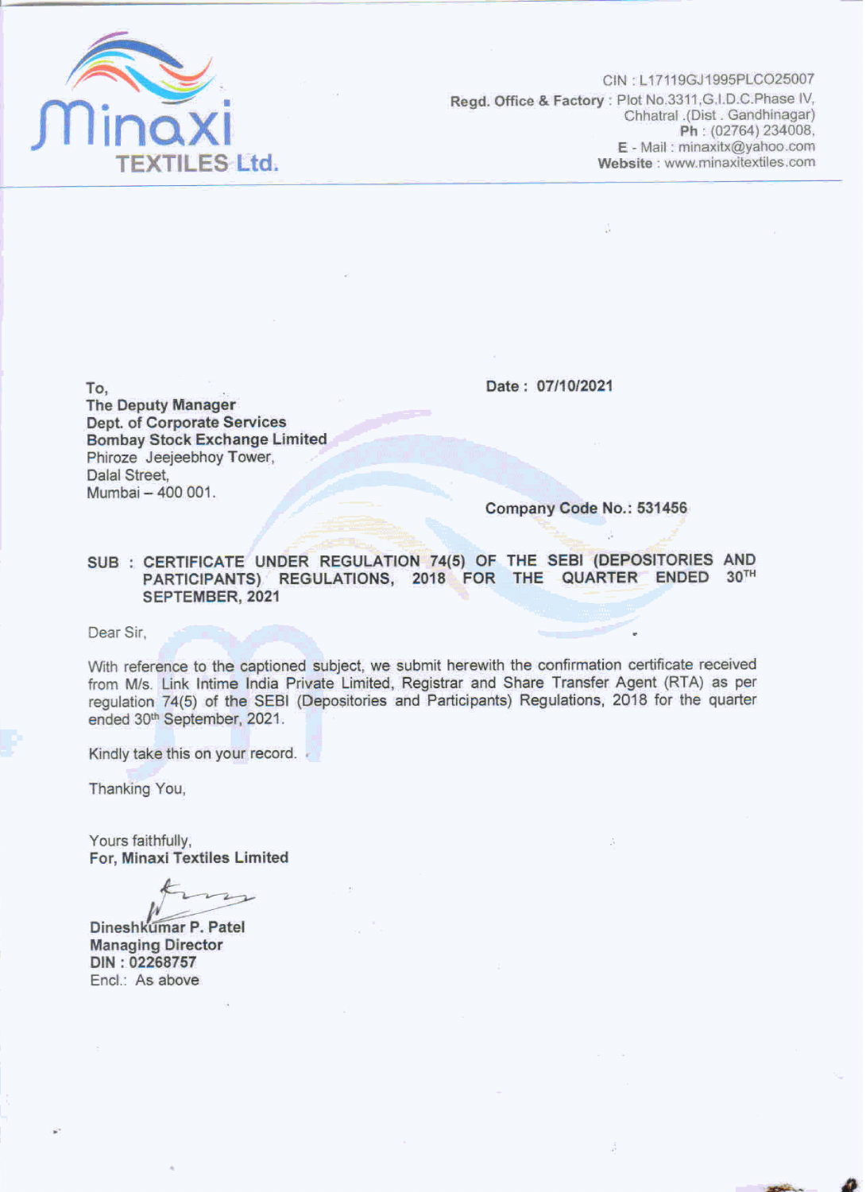**Minaxi TEXTILES Ltd.**

CIN : L17119GJ1995PLCO25007
**Regd. Office & Factory** : Plot No.3311,G.I.D.C.Phase IV,
Chhatral .(Dist . Gandhinagar)
**Ph** : (02764) 234008,
**E - Mail** : minaxitx@yahoo.com
**Website** : www.minaxitextiles.com

**To,**
**The Deputy Manager**
**Dept. of Corporate Services**
**Bombay Stock Exchange Limited**
Phiroze Jeejeebhoy Tower,
Dalal Street,
Mumbai – 400 001.

**Date : 07/10/2021**

**Company Code No.: 531456**

**SUB : CERTIFICATE UNDER REGULATION 74(5) OF THE SEBI (DEPOSITORIES AND PARTICIPANTS) REGULATIONS, 2018 FOR THE QUARTER ENDED 30TH SEPTEMBER, 2021**

Dear Sir,

With reference to the captioned subject, we submit herewith the confirmation certificate received from M/s. Link Intime India Private Limited, Registrar and Share Transfer Agent (RTA) as per regulation 74(5) of the SEBI (Depositories and Participants) Regulations, 2018 for the quarter ended 30th September, 2021.

Kindly take this on your record.

Thanking You,

Yours faithfully,
**For, Minaxi Textiles Limited**

**Dineshkumar P. Patel**
**Managing Director**
**DIN : 02268757**
Encl.: As above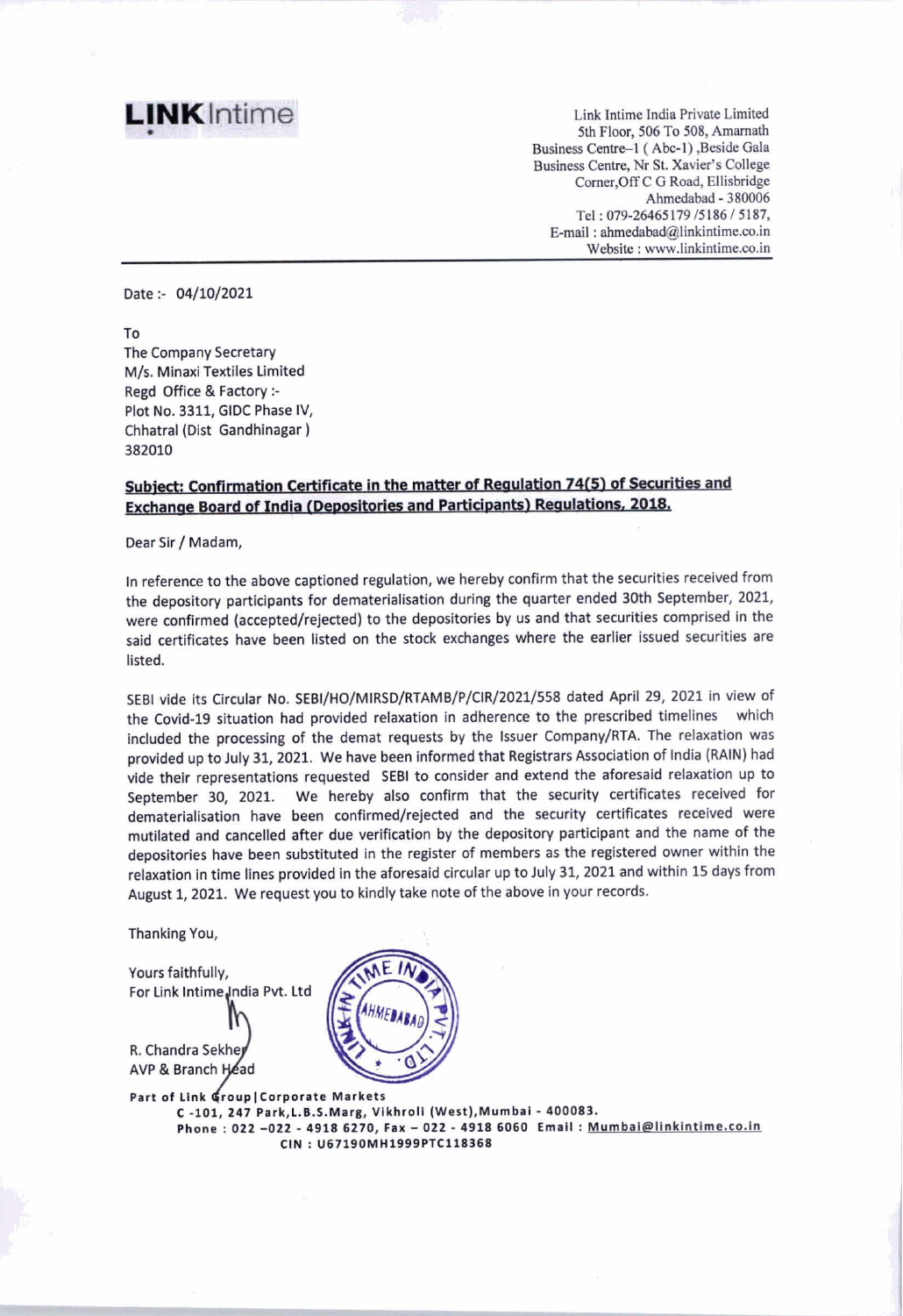**LINK**Intime

Link Intime India Private Limited
5th Floor, 506 To 508, Amarnath
Business Centre–1 ( Abc-1) ,Beside Gala
Business Centre, Nr St. Xavier's College
Corner,Off C G Road, Ellisbridge
Ahmedabad - 380006
Tel : 079-26465179 /5186 / 5187,
E-mail : ahmedabad@linkintime.co.in
Website : www.linkintime.co.in

---

Date :- 04/10/2021

To
The Company Secretary
M/s. Minaxi Textiles Limited
Regd Office & Factory :-
Plot No. 3311, GIDC Phase IV,
Chhatral (Dist Gandhinagar )
382010

**Subject: Confirmation Certificate in the matter of Regulation 74(5) of Securities and Exchange Board of India (Depositories and Participants) Regulations, 2018.**

Dear Sir / Madam,

In reference to the above captioned regulation, we hereby confirm that the securities received from the depository participants for dematerialisation during the quarter ended 30th September, 2021, were confirmed (accepted/rejected) to the depositories by us and that securities comprised in the said certificates have been listed on the stock exchanges where the earlier issued securities are listed.

SEBI vide its Circular No. SEBI/HO/MIRSD/RTAMB/P/CIR/2021/558 dated April 29, 2021 in view of the Covid-19 situation had provided relaxation in adherence to the prescribed timelines which included the processing of the demat requests by the Issuer Company/RTA. The relaxation was provided up to July 31, 2021. We have been informed that Registrars Association of India (RAIN) had vide their representations requested SEBI to consider and extend the aforesaid relaxation up to September 30, 2021. We hereby also confirm that the security certificates received for dematerialisation have been confirmed/rejected and the security certificates received were mutilated and cancelled after due verification by the depository participant and the name of the depositories have been substituted in the register of members as the registered owner within the relaxation in time lines provided in the aforesaid circular up to July 31, 2021 and within 15 days from August 1, 2021. We request you to kindly take note of the above in your records.

Thanking You,

Yours faithfully,
For Link Intime India Pvt. Ltd

R. Chandra Sekher
AVP & Branch Head

**Part of Link Group | Corporate Markets**
**C -101, 247 Park,L.B.S.Marg, Vikhroli (West),Mumbai - 400083.**
**Phone : 022 –022 - 4918 6270, Fax – 022 - 4918 6060 Email : Mumbai@linkintime.co.in**
**CIN : U67190MH1999PTC118368**